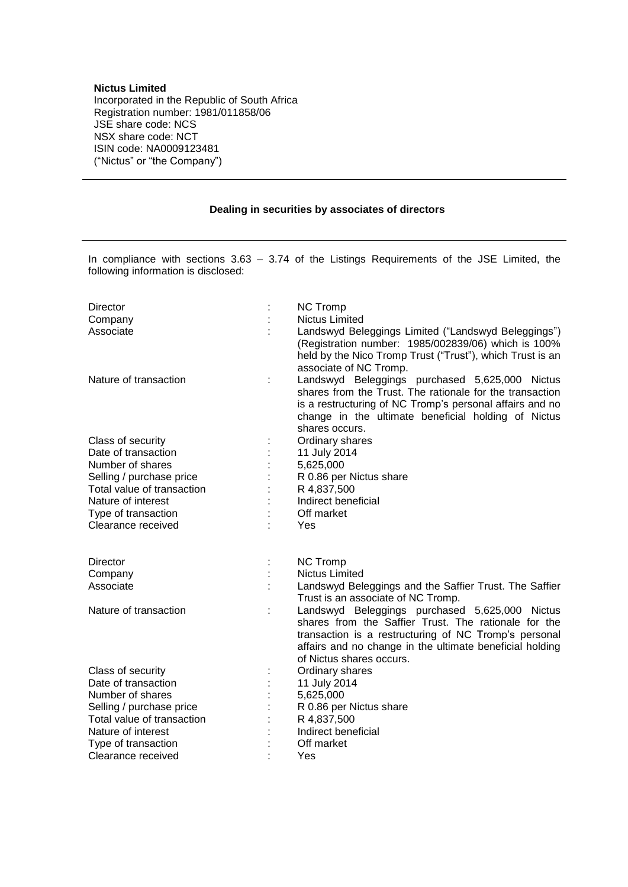**Nictus Limited**
Incorporated in the Republic of South Africa
Registration number: 1981/011858/06
JSE share code: NCS
NSX share code: NCT
ISIN code: NA0009123481
("Nictus" or "the Company")

---

**Dealing in securities by associates of directors**

---

In compliance with sections 3.63 – 3.74 of the Listings Requirements of the JSE Limited, the following information is disclosed:

| | | |
|---|---|---|
| Director | : | NC Tromp |
| Company | : | Nictus Limited |
| Associate | : | Landswyd Beleggings Limited ("Landswyd Beleggings") (Registration number: 1985/002839/06) which is 100% held by the Nico Tromp Trust ("Trust"), which Trust is an associate of NC Tromp. |
| Nature of transaction | : | Landswyd Beleggings purchased 5,625,000 Nictus shares from the Trust. The rationale for the transaction is a restructuring of NC Tromp's personal affairs and no change in the ultimate beneficial holding of Nictus shares occurs. |
| Class of security | : | Ordinary shares |
| Date of transaction | : | 11 July 2014 |
| Number of shares | : | 5,625,000 |
| Selling / purchase price | : | R 0.86 per Nictus share |
| Total value of transaction | : | R 4,837,500 |
| Nature of interest | : | Indirect beneficial |
| Type of transaction | : | Off market |
| Clearance received | : | Yes |

| | | |
|---|---|---|
| Director | : | NC Tromp |
| Company | : | Nictus Limited |
| Associate | : | Landswyd Beleggings and the Saffier Trust. The Saffier Trust is an associate of NC Tromp. |
| Nature of transaction | : | Landswyd Beleggings purchased 5,625,000 Nictus shares from the Saffier Trust. The rationale for the transaction is a restructuring of NC Tromp's personal affairs and no change in the ultimate beneficial holding of Nictus shares occurs. |
| Class of security | : | Ordinary shares |
| Date of transaction | : | 11 July 2014 |
| Number of shares | : | 5,625,000 |
| Selling / purchase price | : | R 0.86 per Nictus share |
| Total value of transaction | : | R 4,837,500 |
| Nature of interest | : | Indirect beneficial |
| Type of transaction | : | Off market |
| Clearance received | : | Yes |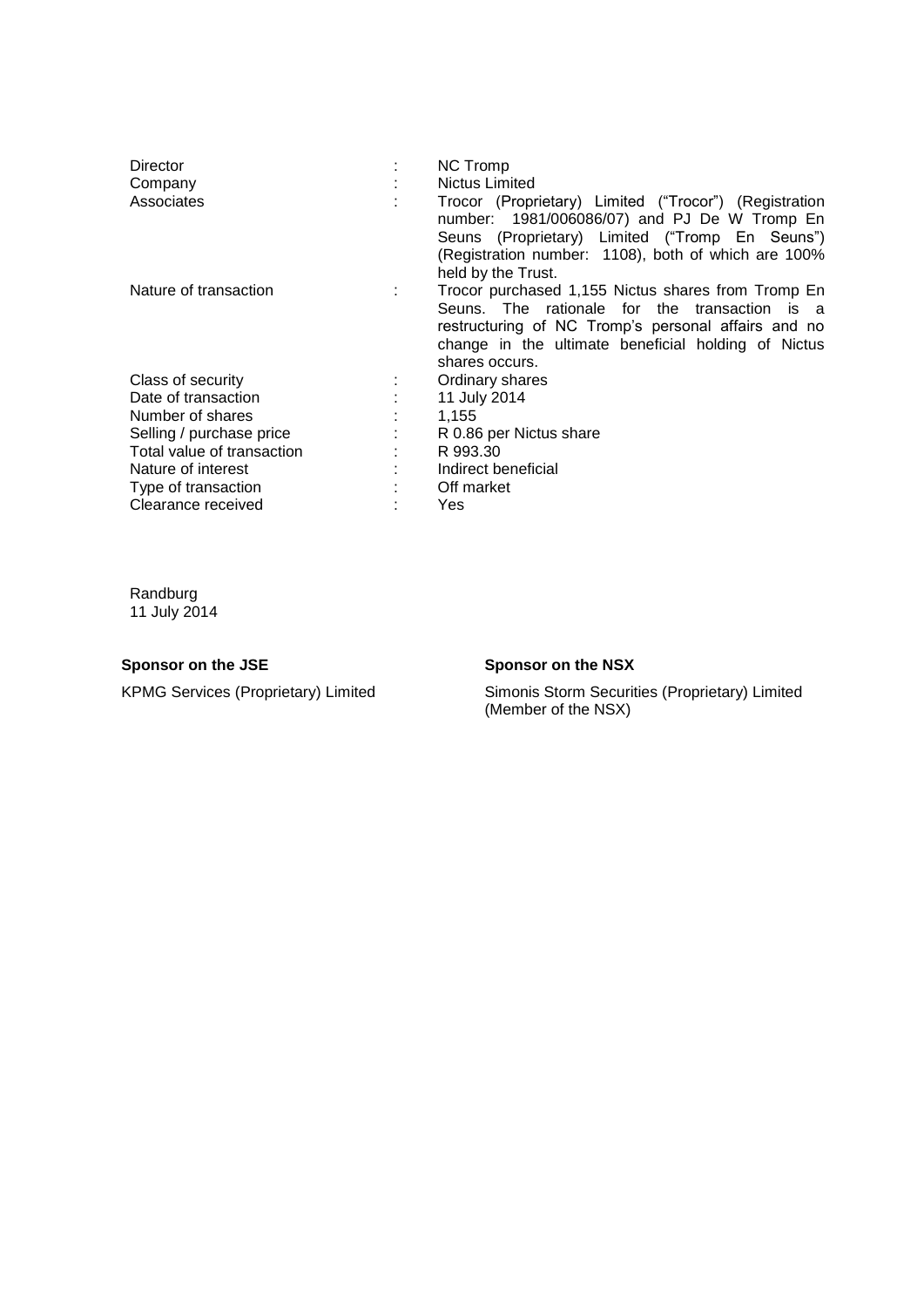| | | |
|---|---|---|
| Director | : | NC Tromp |
| Company | : | Nictus Limited |
| Associates | : | Trocor (Proprietary) Limited ("Trocor") (Registration number: 1981/006086/07) and PJ De W Tromp En Seuns (Proprietary) Limited ("Tromp En Seuns") (Registration number: 1108), both of which are 100% held by the Trust. |
| Nature of transaction | : | Trocor purchased 1,155 Nictus shares from Tromp En Seuns. The rationale for the transaction is a restructuring of NC Tromp's personal affairs and no change in the ultimate beneficial holding of Nictus shares occurs. |
| Class of security | : | Ordinary shares |
| Date of transaction | : | 11 July 2014 |
| Number of shares | : | 1,155 |
| Selling / purchase price | : | R 0.86 per Nictus share |
| Total value of transaction | : | R 993.30 |
| Nature of interest | : | Indirect beneficial |
| Type of transaction | : | Off market |
| Clearance received | : | Yes |

Randburg
11 July 2014

**Sponsor on the JSE**

KPMG Services (Proprietary) Limited

**Sponsor on the NSX**

Simonis Storm Securities (Proprietary) Limited
(Member of the NSX)